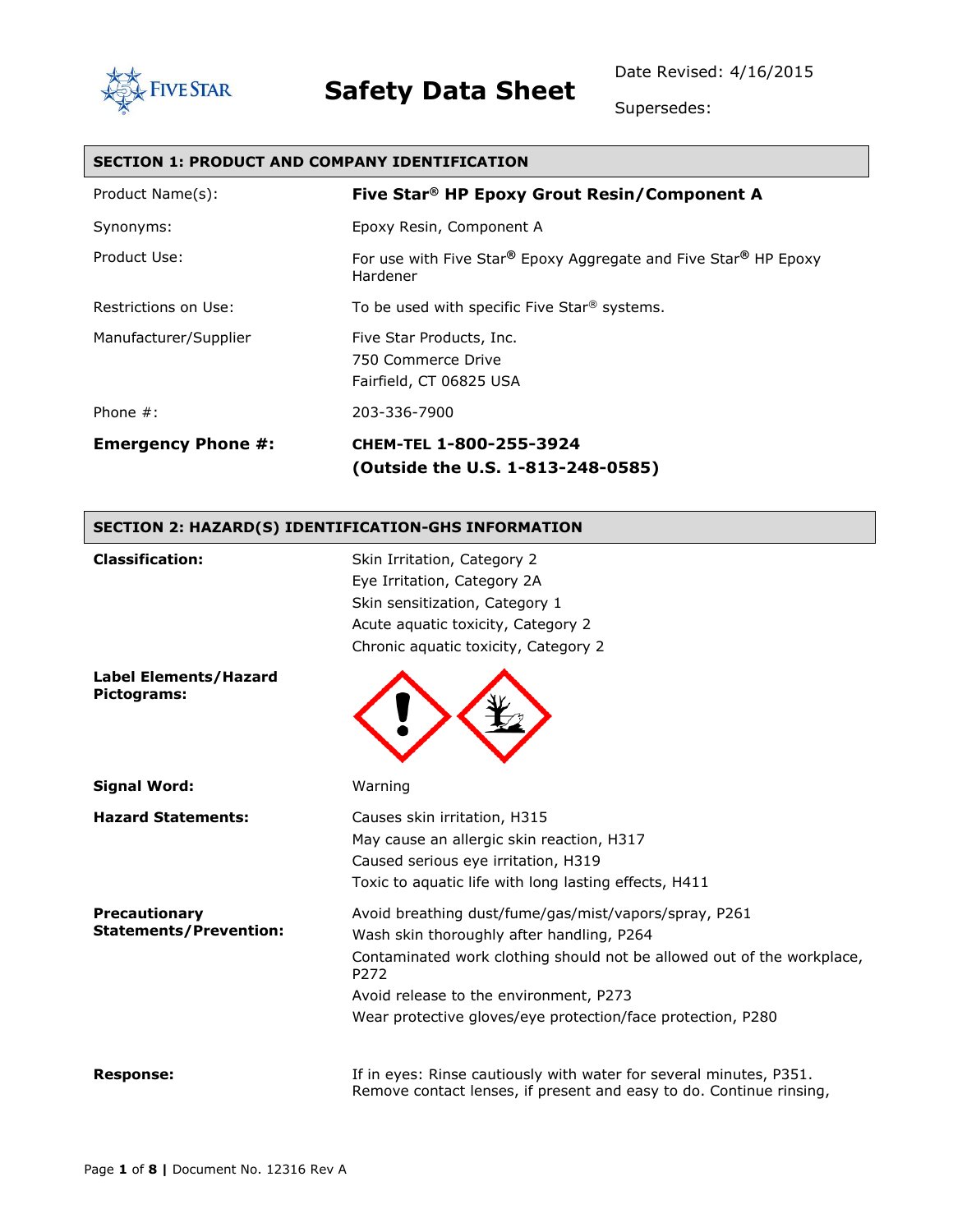FIVE STAR

# Safety Data Sheet

Date Revised: 4/16/2015

Supersedes:

## SECTION 1: PRODUCT AND COMPANY IDENTIFICATION

| | |
|---|---|
| Product Name(s): | **Five Star® HP Epoxy Grout Resin/Component A** |
| Synonyms: | Epoxy Resin, Component A |
| Product Use: | For use with Five Star® Epoxy Aggregate and Five Star® HP Epoxy Hardener |
| Restrictions on Use: | To be used with specific Five Star® systems. |
| Manufacturer/Supplier | Five Star Products, Inc.<br>750 Commerce Drive<br>Fairfield, CT 06825 USA |
| Phone #: | 203-336-7900 |
| **Emergency Phone #:** | **CHEM-TEL 1-800-255-3924**<br>**(Outside the U.S. 1-813-248-0585)** |

## SECTION 2: HAZARD(S) IDENTIFICATION-GHS INFORMATION

**Classification:**

Skin Irritation, Category 2
Eye Irritation, Category 2A
Skin sensitization, Category 1
Acute aquatic toxicity, Category 2
Chronic aquatic toxicity, Category 2

**Label Elements/Hazard Pictograms:**

**Signal Word:** Warning

**Hazard Statements:**

Causes skin irritation, H315
May cause an allergic skin reaction, H317
Caused serious eye irritation, H319
Toxic to aquatic life with long lasting effects, H411

**Precautionary Statements/Prevention:**

Avoid breathing dust/fume/gas/mist/vapors/spray, P261
Wash skin thoroughly after handling, P264
Contaminated work clothing should not be allowed out of the workplace, P272
Avoid release to the environment, P273
Wear protective gloves/eye protection/face protection, P280

**Response:**

If in eyes: Rinse cautiously with water for several minutes, P351. Remove contact lenses, if present and easy to do. Continue rinsing,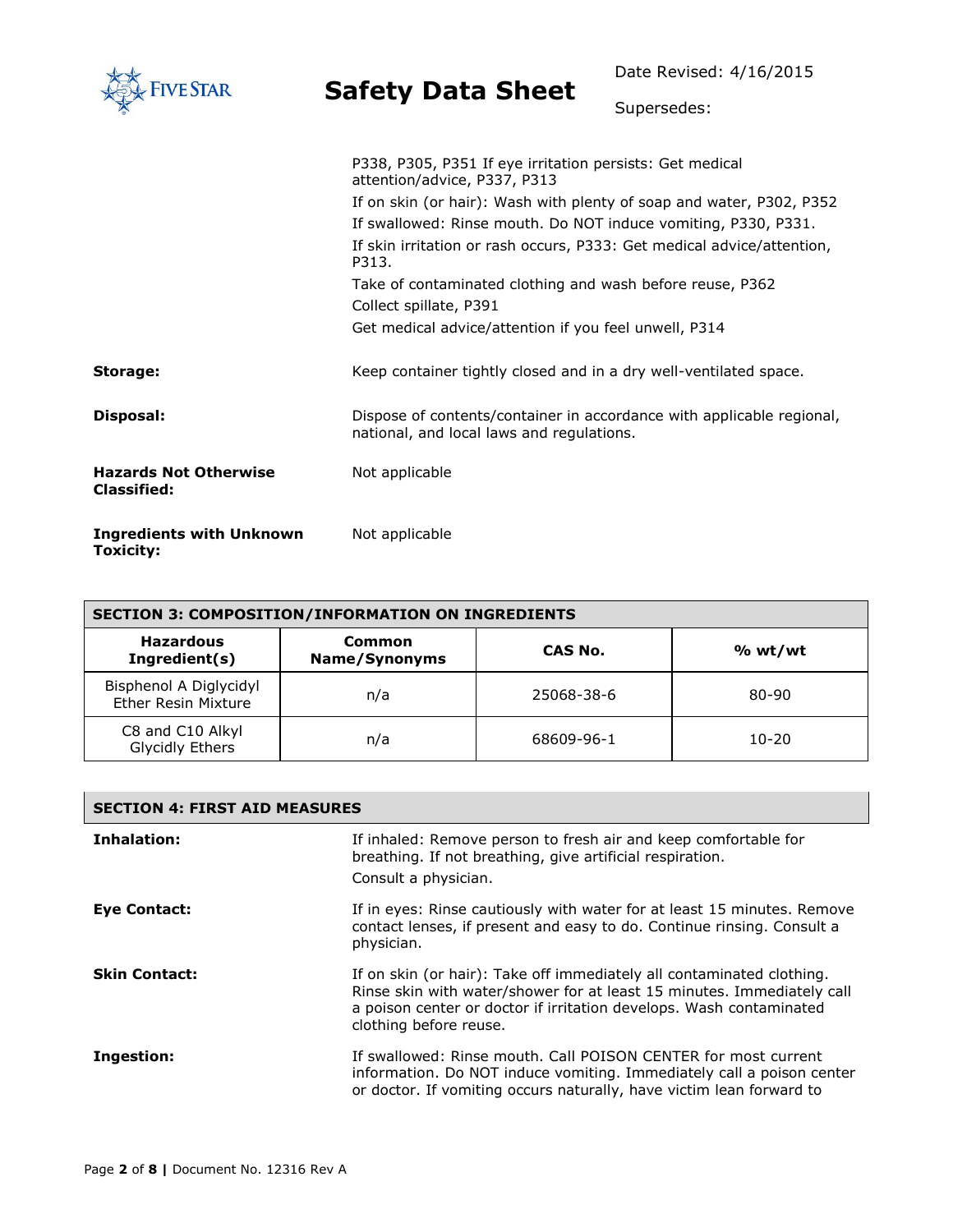P338, P305, P351 If eye irritation persists: Get medical attention/advice, P337, P313

If on skin (or hair): Wash with plenty of soap and water, P302, P352

If swallowed: Rinse mouth. Do NOT induce vomiting, P330, P331.

If skin irritation or rash occurs, P333: Get medical advice/attention, P313.

Take of contaminated clothing and wash before reuse, P362

Collect spillate, P391

Get medical advice/attention if you feel unwell, P314

**Storage:** Keep container tightly closed and in a dry well-ventilated space.

**Disposal:** Dispose of contents/container in accordance with applicable regional, national, and local laws and regulations.

**Hazards Not Otherwise Classified:** Not applicable

**Ingredients with Unknown Toxicity:** Not applicable

## SECTION 3: COMPOSITION/INFORMATION ON INGREDIENTS

| Hazardous Ingredient(s) | Common Name/Synonyms | CAS No. | % wt/wt |
|---|---|---|---|
| Bisphenol A Diglycidyl Ether Resin Mixture | n/a | 25068-38-6 | 80-90 |
| C8 and C10 Alkyl Glycidly Ethers | n/a | 68609-96-1 | 10-20 |

## SECTION 4: FIRST AID MEASURES

**Inhalation:** If inhaled: Remove person to fresh air and keep comfortable for breathing. If not breathing, give artificial respiration.

Consult a physician.

**Eye Contact:** If in eyes: Rinse cautiously with water for at least 15 minutes. Remove contact lenses, if present and easy to do. Continue rinsing. Consult a physician.

**Skin Contact:** If on skin (or hair): Take off immediately all contaminated clothing. Rinse skin with water/shower for at least 15 minutes. Immediately call a poison center or doctor if irritation develops. Wash contaminated clothing before reuse.

**Ingestion:** If swallowed: Rinse mouth. Call POISON CENTER for most current information. Do NOT induce vomiting. Immediately call a poison center or doctor. If vomiting occurs naturally, have victim lean forward to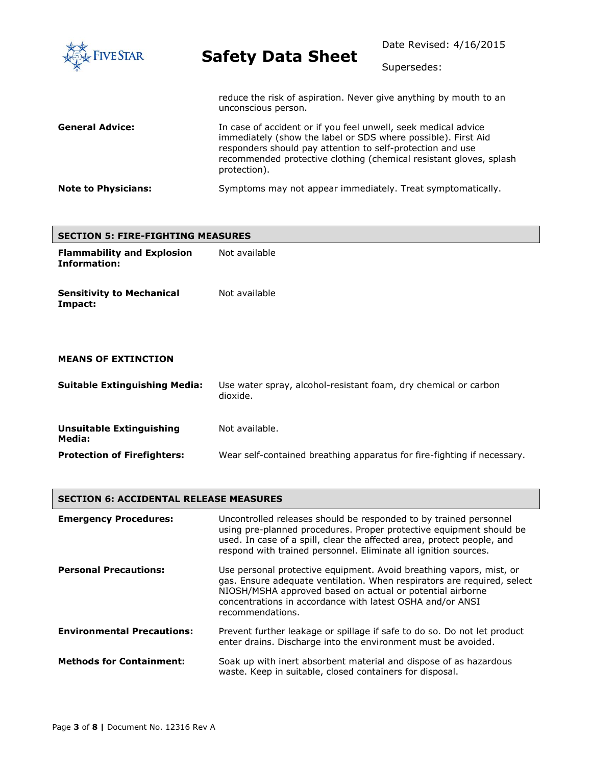reduce the risk of aspiration. Never give anything by mouth to an unconscious person.

**General Advice:** In case of accident or if you feel unwell, seek medical advice immediately (show the label or SDS where possible). First Aid responders should pay attention to self-protection and use recommended protective clothing (chemical resistant gloves, splash protection).

**Note to Physicians:** Symptoms may not appear immediately. Treat symptomatically.

## SECTION 5: FIRE-FIGHTING MEASURES

**Flammability and Explosion Information:** Not available

**Sensitivity to Mechanical Impact:** Not available

### MEANS OF EXTINCTION

**Suitable Extinguishing Media:** Use water spray, alcohol-resistant foam, dry chemical or carbon dioxide.

**Unsuitable Extinguishing Media:** Not available.

**Protection of Firefighters:** Wear self-contained breathing apparatus for fire-fighting if necessary.

## SECTION 6: ACCIDENTAL RELEASE MEASURES

**Emergency Procedures:** Uncontrolled releases should be responded to by trained personnel using pre-planned procedures. Proper protective equipment should be used. In case of a spill, clear the affected area, protect people, and respond with trained personnel. Eliminate all ignition sources.

**Personal Precautions:** Use personal protective equipment. Avoid breathing vapors, mist, or gas. Ensure adequate ventilation. When respirators are required, select NIOSH/MSHA approved based on actual or potential airborne concentrations in accordance with latest OSHA and/or ANSI recommendations.

**Environmental Precautions:** Prevent further leakage or spillage if safe to do so. Do not let product enter drains. Discharge into the environment must be avoided.

**Methods for Containment:** Soak up with inert absorbent material and dispose of as hazardous waste. Keep in suitable, closed containers for disposal.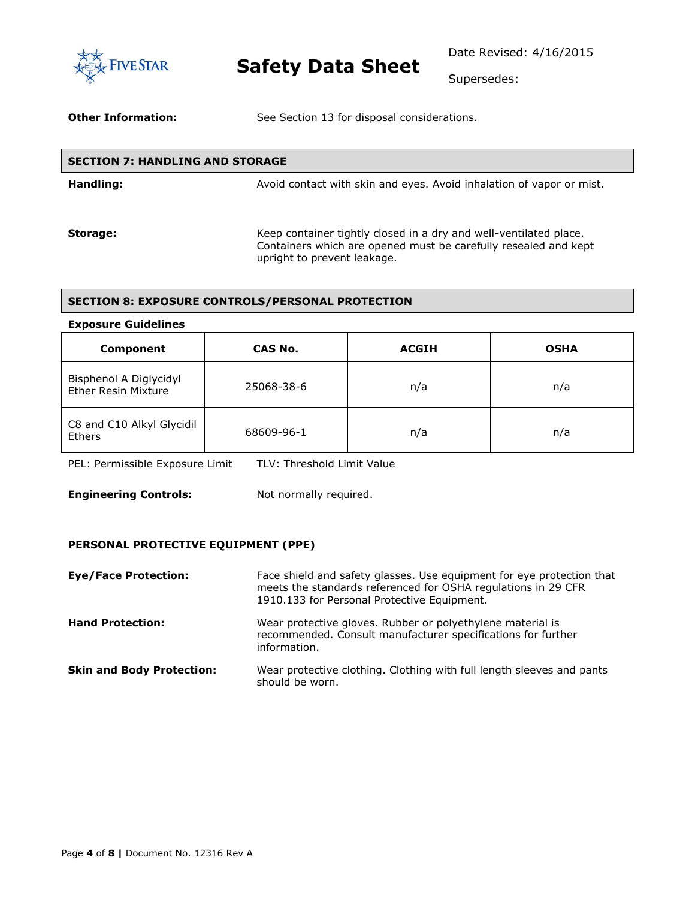**Other Information:** See Section 13 for disposal considerations.

## SECTION 7: HANDLING AND STORAGE

**Handling:** Avoid contact with skin and eyes. Avoid inhalation of vapor or mist.

**Storage:** Keep container tightly closed in a dry and well-ventilated place. Containers which are opened must be carefully resealed and kept upright to prevent leakage.

## SECTION 8: EXPOSURE CONTROLS/PERSONAL PROTECTION

**Exposure Guidelines**

| Component | CAS No. | ACGIH | OSHA |
| --- | --- | --- | --- |
| Bisphenol A Diglycidyl Ether Resin Mixture | 25068-38-6 | n/a | n/a |
| C8 and C10 Alkyl Glycidil Ethers | 68609-96-1 | n/a | n/a |

PEL: Permissible Exposure Limit TLV: Threshold Limit Value

**Engineering Controls:** Not normally required.

### PERSONAL PROTECTIVE EQUIPMENT (PPE)

**Eye/Face Protection:** Face shield and safety glasses. Use equipment for eye protection that meets the standards referenced for OSHA regulations in 29 CFR 1910.133 for Personal Protective Equipment.

**Hand Protection:** Wear protective gloves. Rubber or polyethylene material is recommended. Consult manufacturer specifications for further information.

**Skin and Body Protection:** Wear protective clothing. Clothing with full length sleeves and pants should be worn.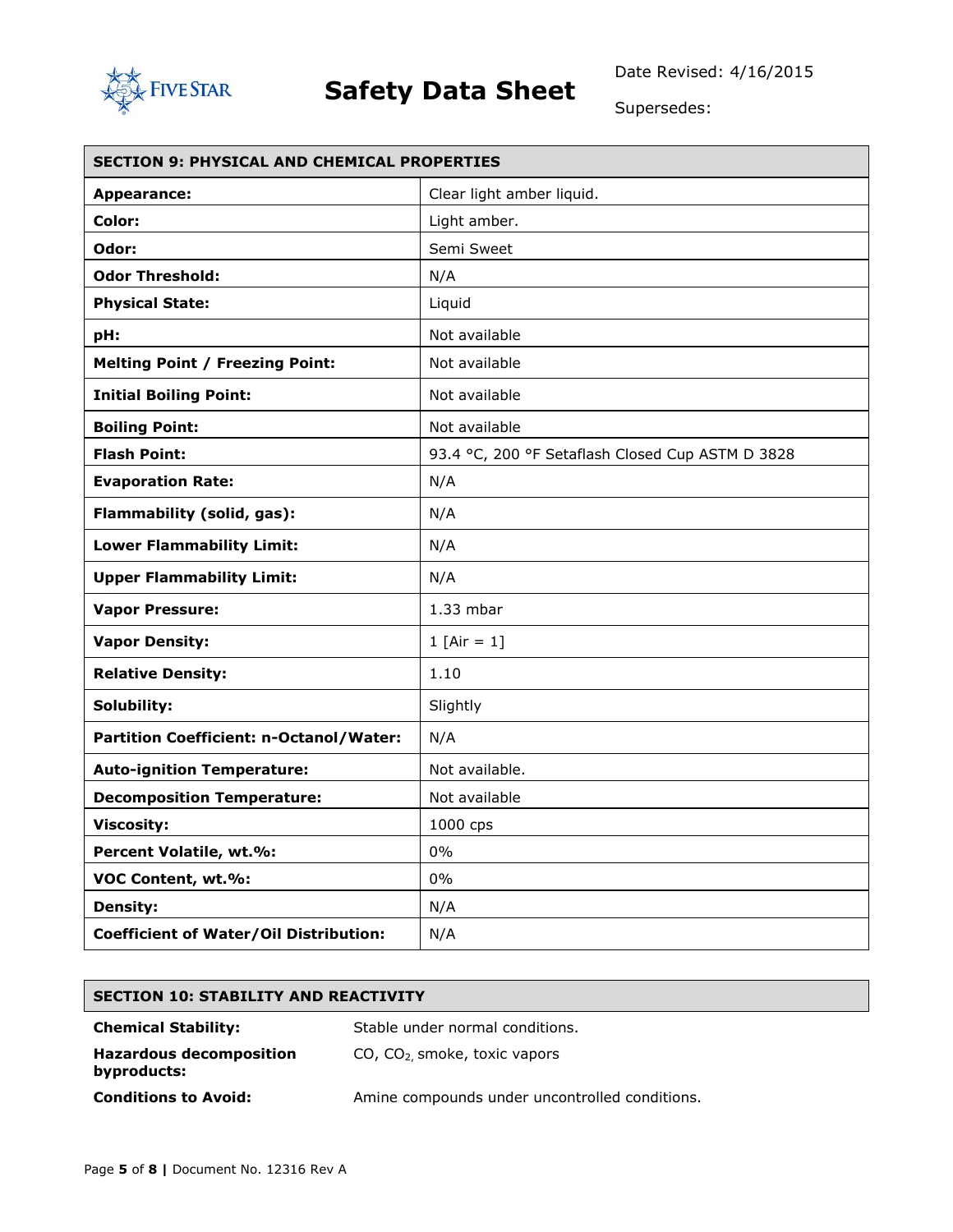# Safety Data Sheet

Date Revised: 4/16/2015

Supersedes:

| SECTION 9: PHYSICAL AND CHEMICAL PROPERTIES | |
|---|---|
| **Appearance:** | Clear light amber liquid. |
| **Color:** | Light amber. |
| **Odor:** | Semi Sweet |
| **Odor Threshold:** | N/A |
| **Physical State:** | Liquid |
| **pH:** | Not available |
| **Melting Point / Freezing Point:** | Not available |
| **Initial Boiling Point:** | Not available |
| **Boiling Point:** | Not available |
| **Flash Point:** | 93.4 °C, 200 °F Setaflash Closed Cup ASTM D 3828 |
| **Evaporation Rate:** | N/A |
| **Flammability (solid, gas):** | N/A |
| **Lower Flammability Limit:** | N/A |
| **Upper Flammability Limit:** | N/A |
| **Vapor Pressure:** | 1.33 mbar |
| **Vapor Density:** | 1 [Air = 1] |
| **Relative Density:** | 1.10 |
| **Solubility:** | Slightly |
| **Partition Coefficient: n-Octanol/Water:** | N/A |
| **Auto-ignition Temperature:** | Not available. |
| **Decomposition Temperature:** | Not available |
| **Viscosity:** | 1000 cps |
| **Percent Volatile, wt.%:** | 0% |
| **VOC Content, wt.%:** | 0% |
| **Density:** | N/A |
| **Coefficient of Water/Oil Distribution:** | N/A |

## SECTION 10: STABILITY AND REACTIVITY

**Chemical Stability:** Stable under normal conditions.

**Hazardous decomposition byproducts:** CO, $CO_2$, smoke, toxic vapors

**Conditions to Avoid:** Amine compounds under uncontrolled conditions.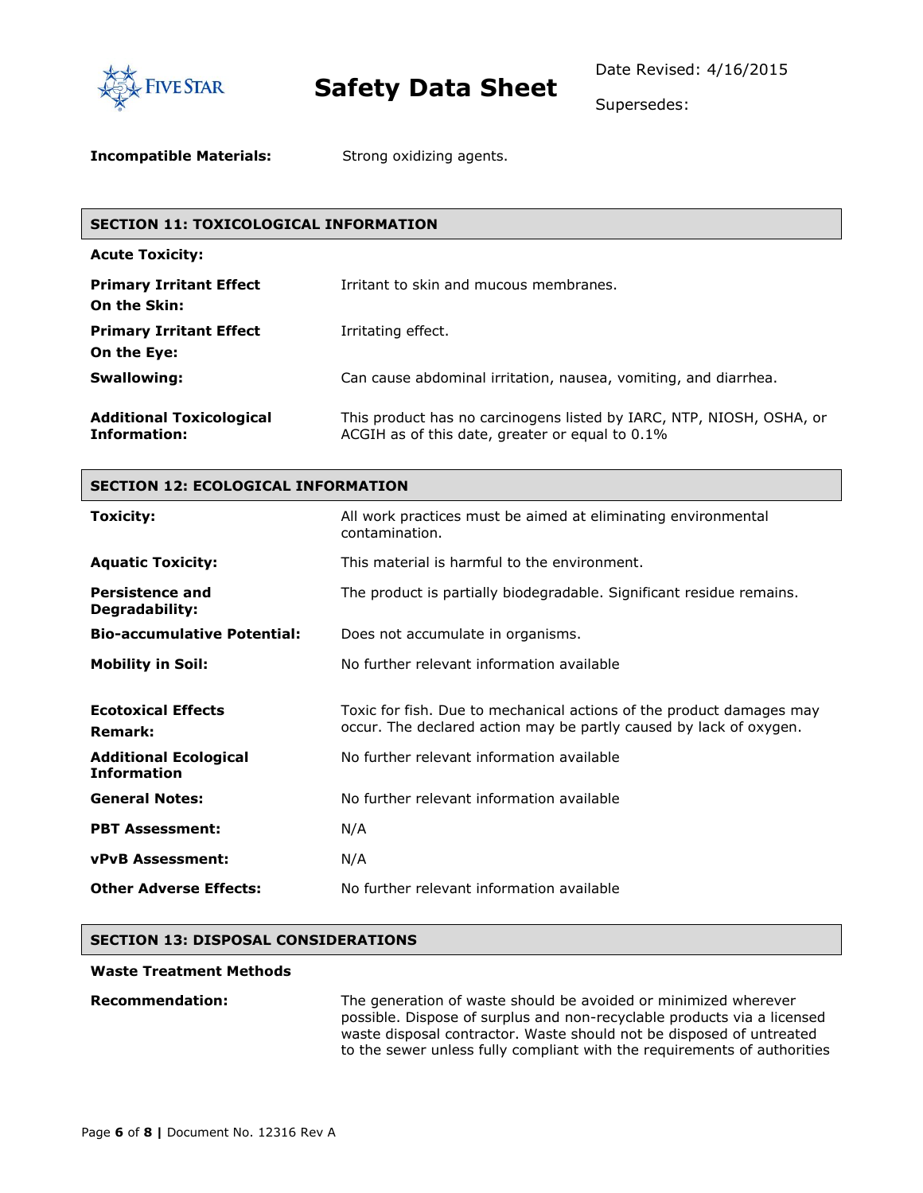**Incompatible Materials:** Strong oxidizing agents.

## SECTION 11: TOXICOLOGICAL INFORMATION

**Acute Toxicity:**

| | |
|---|---|
| **Primary Irritant Effect On the Skin:** | Irritant to skin and mucous membranes. |
| **Primary Irritant Effect On the Eye:** | Irritating effect. |
| **Swallowing:** | Can cause abdominal irritation, nausea, vomiting, and diarrhea. |
| **Additional Toxicological Information:** | This product has no carcinogens listed by IARC, NTP, NIOSH, OSHA, or ACGIH as of this date, greater or equal to 0.1% |

## SECTION 12: ECOLOGICAL INFORMATION

| | |
|---|---|
| **Toxicity:** | All work practices must be aimed at eliminating environmental contamination. |
| **Aquatic Toxicity:** | This material is harmful to the environment. |
| **Persistence and Degradability:** | The product is partially biodegradable. Significant residue remains. |
| **Bio-accumulative Potential:** | Does not accumulate in organisms. |
| **Mobility in Soil:** | No further relevant information available |
| **Ecotoxical Effects Remark:** | Toxic for fish. Due to mechanical actions of the product damages may occur. The declared action may be partly caused by lack of oxygen. |
| **Additional Ecological Information** | No further relevant information available |
| **General Notes:** | No further relevant information available |
| **PBT Assessment:** | N/A |
| **vPvB Assessment:** | N/A |
| **Other Adverse Effects:** | No further relevant information available |

## SECTION 13: DISPOSAL CONSIDERATIONS

**Waste Treatment Methods**

| | |
|---|---|
| **Recommendation:** | The generation of waste should be avoided or minimized wherever possible. Dispose of surplus and non-recyclable products via a licensed waste disposal contractor. Waste should not be disposed of untreated to the sewer unless fully compliant with the requirements of authorities |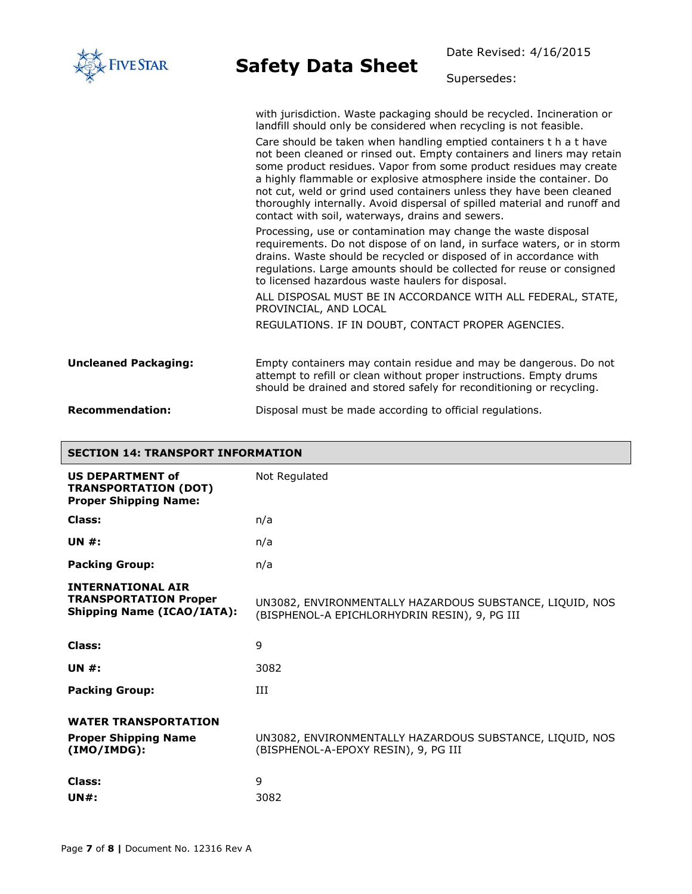with jurisdiction. Waste packaging should be recycled. Incineration or landfill should only be considered when recycling is not feasible.

Care should be taken when handling emptied containers t h a t have not been cleaned or rinsed out. Empty containers and liners may retain some product residues. Vapor from some product residues may create a highly flammable or explosive atmosphere inside the container. Do not cut, weld or grind used containers unless they have been cleaned thoroughly internally. Avoid dispersal of spilled material and runoff and contact with soil, waterways, drains and sewers.

Processing, use or contamination may change the waste disposal requirements. Do not dispose of on land, in surface waters, or in storm drains. Waste should be recycled or disposed of in accordance with regulations. Large amounts should be collected for reuse or consigned to licensed hazardous waste haulers for disposal.

ALL DISPOSAL MUST BE IN ACCORDANCE WITH ALL FEDERAL, STATE, PROVINCIAL, AND LOCAL

REGULATIONS. IF IN DOUBT, CONTACT PROPER AGENCIES.

**Uncleaned Packaging:** Empty containers may contain residue and may be dangerous. Do not attempt to refill or clean without proper instructions. Empty drums should be drained and stored safely for reconditioning or recycling.

**Recommendation:** Disposal must be made according to official regulations.

## SECTION 14: TRANSPORT INFORMATION

| | |
|---|---|
| **US DEPARTMENT of TRANSPORTATION (DOT) Proper Shipping Name:** | Not Regulated |
| **Class:** | n/a |
| **UN #:** | n/a |
| **Packing Group:** | n/a |
| **INTERNATIONAL AIR TRANSPORTATION Proper Shipping Name (ICAO/IATA):** | UN3082, ENVIRONMENTALLY HAZARDOUS SUBSTANCE, LIQUID, NOS (BISPHENOL-A EPICHLORHYDRIN RESIN), 9, PG III |
| **Class:** | 9 |
| **UN #:** | 3082 |
| **Packing Group:** | III |
| **WATER TRANSPORTATION** | |
| **Proper Shipping Name (IMO/IMDG):** | UN3082, ENVIRONMENTALLY HAZARDOUS SUBSTANCE, LIQUID, NOS (BISPHENOL-A-EPOXY RESIN), 9, PG III |
| **Class:** | 9 |
| **UN#:** | 3082 |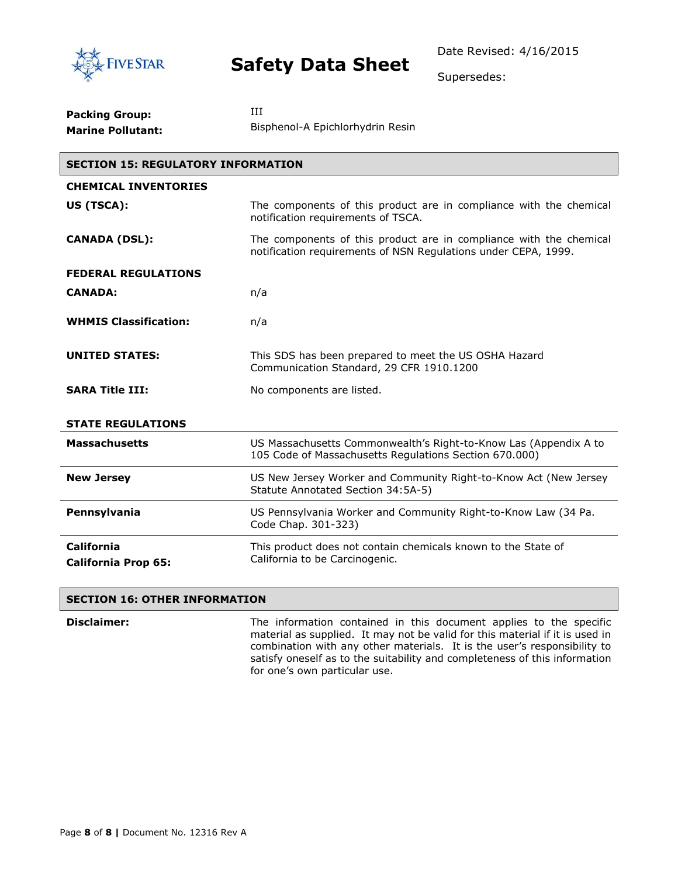| | |
|---|---|
| **Packing Group:** | III |
| **Marine Pollutant:** | Bisphenol-A Epichlorhydrin Resin |

## SECTION 15: REGULATORY INFORMATION

**CHEMICAL INVENTORIES**

| | |
|---|---|
| **US (TSCA):** | The components of this product are in compliance with the chemical notification requirements of TSCA. |
| **CANADA (DSL):** | The components of this product are in compliance with the chemical notification requirements of NSN Regulations under CEPA, 1999. |

**FEDERAL REGULATIONS**

| | |
|---|---|
| **CANADA:** | n/a |
| **WHMIS Classification:** | n/a |
| **UNITED STATES:** | This SDS has been prepared to meet the US OSHA Hazard Communication Standard, 29 CFR 1910.1200 |
| **SARA Title III:** | No components are listed. |

**STATE REGULATIONS**

| | |
|---|---|
| **Massachusetts** | US Massachusetts Commonwealth's Right-to-Know Las (Appendix A to 105 Code of Massachusetts Regulations Section 670.000) |
| **New Jersey** | US New Jersey Worker and Community Right-to-Know Act (New Jersey Statute Annotated Section 34:5A-5) |
| **Pennsylvania** | US Pennsylvania Worker and Community Right-to-Know Law (34 Pa. Code Chap. 301-323) |
| **California**<br>**California Prop 65:** | This product does not contain chemicals known to the State of California to be Carcinogenic. |

## SECTION 16: OTHER INFORMATION

| | |
|---|---|
| **Disclaimer:** | The information contained in this document applies to the specific material as supplied. It may not be valid for this material if it is used in combination with any other materials. It is the user's responsibility to satisfy oneself as to the suitability and completeness of this information for one's own particular use. |